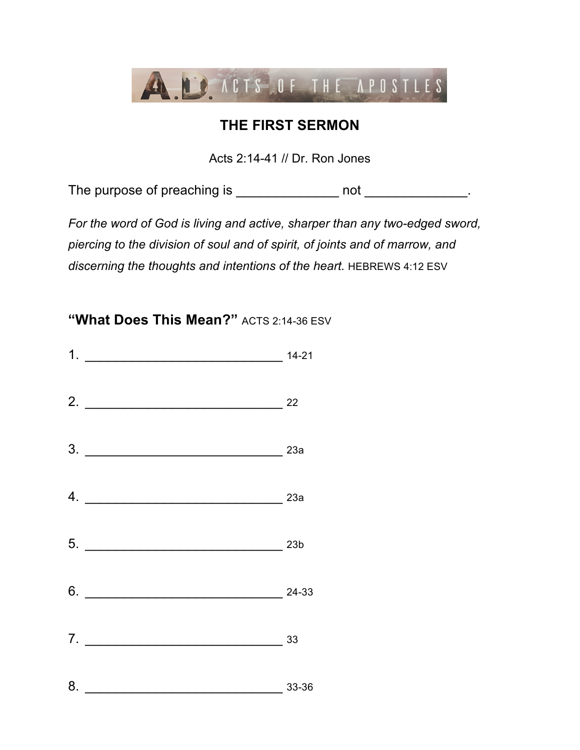A.D. ACTS OF THE APOSTLES

# THE FIRST SERMON

Acts 2:14-41 // Dr. Ron Jones

The purpose of preaching is ______________ not ______________.

*For the word of God is living and active, sharper than any two-edged sword, piercing to the division of soul and of spirit, of joints and of marrow, and discerning the thoughts and intentions of the heart.* HEBREWS 4:12 ESV

## **"What Does This Mean?"** ACTS 2:14-36 ESV

1. ____________________________ 14-21

2. ____________________________ 22

3. ____________________________ 23a

4. ____________________________ 23a

5. ____________________________ 23b

6. ____________________________ 24-33

7. ____________________________ 33

8. ____________________________ 33-36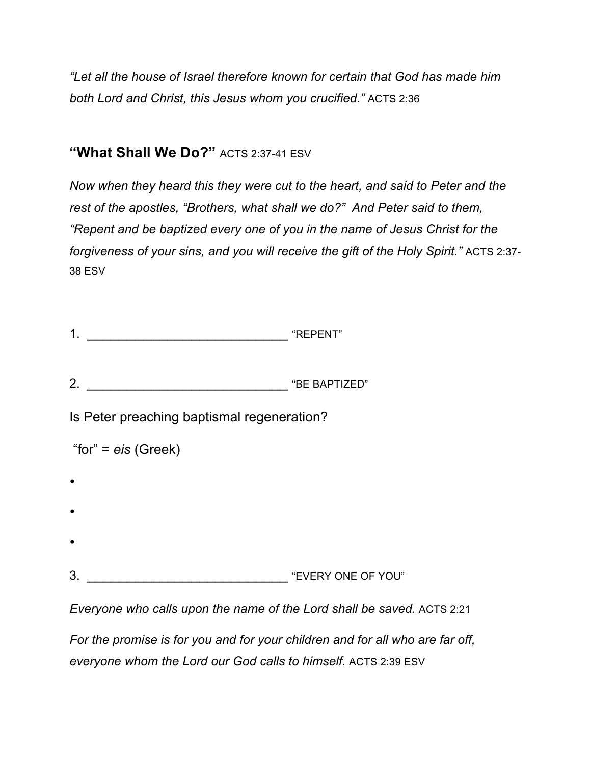*"Let all the house of Israel therefore known for certain that God has made him both Lord and Christ, this Jesus whom you crucified."* ACTS 2:36

## "What Shall We Do?" ACTS 2:37-41 ESV

*Now when they heard this they were cut to the heart, and said to Peter and the rest of the apostles, "Brothers, what shall we do?" And Peter said to them, "Repent and be baptized every one of you in the name of Jesus Christ for the forgiveness of your sins, and you will receive the gift of the Holy Spirit."* ACTS 2:37-38 ESV

1. ______________________________ "REPENT"

2. ______________________________ "BE BAPTIZED"

Is Peter preaching baptismal regeneration?

"for" = *eis* (Greek)

- 
- 
- 

3. ______________________________ "EVERY ONE OF YOU"

*Everyone who calls upon the name of the Lord shall be saved.* ACTS 2:21

*For the promise is for you and for your children and for all who are far off, everyone whom the Lord our God calls to himself.* ACTS 2:39 ESV